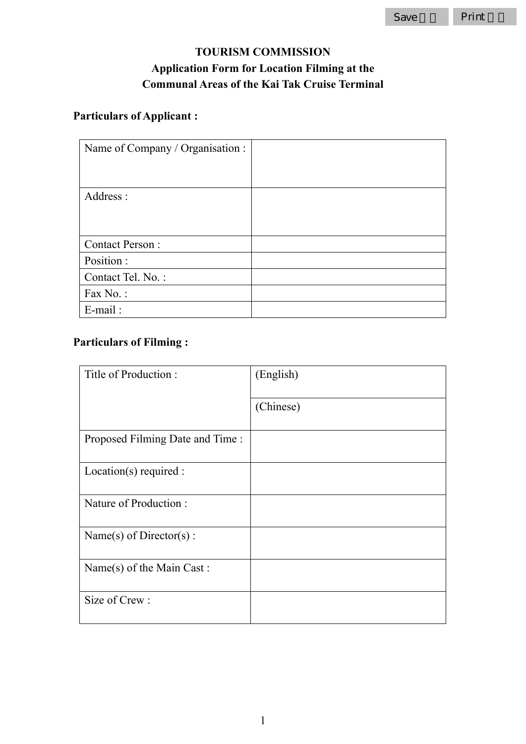**TOURISM COMMISSION**

**Application Form for Location Filming at the Communal Areas of the Kai Tak Cruise Terminal**

**Particulars of Applicant :**

| Name of Company / Organisation : | |
|---|---|
| Address : | |
| Contact Person : | |
| Position : | |
| Contact Tel. No. : | |
| Fax No. : | |
| E-mail : | |

**Particulars of Filming :**

| Title of Production : | (English) |
|---|---|
| | (Chinese) |
| Proposed Filming Date and Time : | |
| Location(s) required : | |
| Nature of Production : | |
| Name(s) of Director(s) : | |
| Name(s) of the Main Cast : | |
| Size of Crew : | |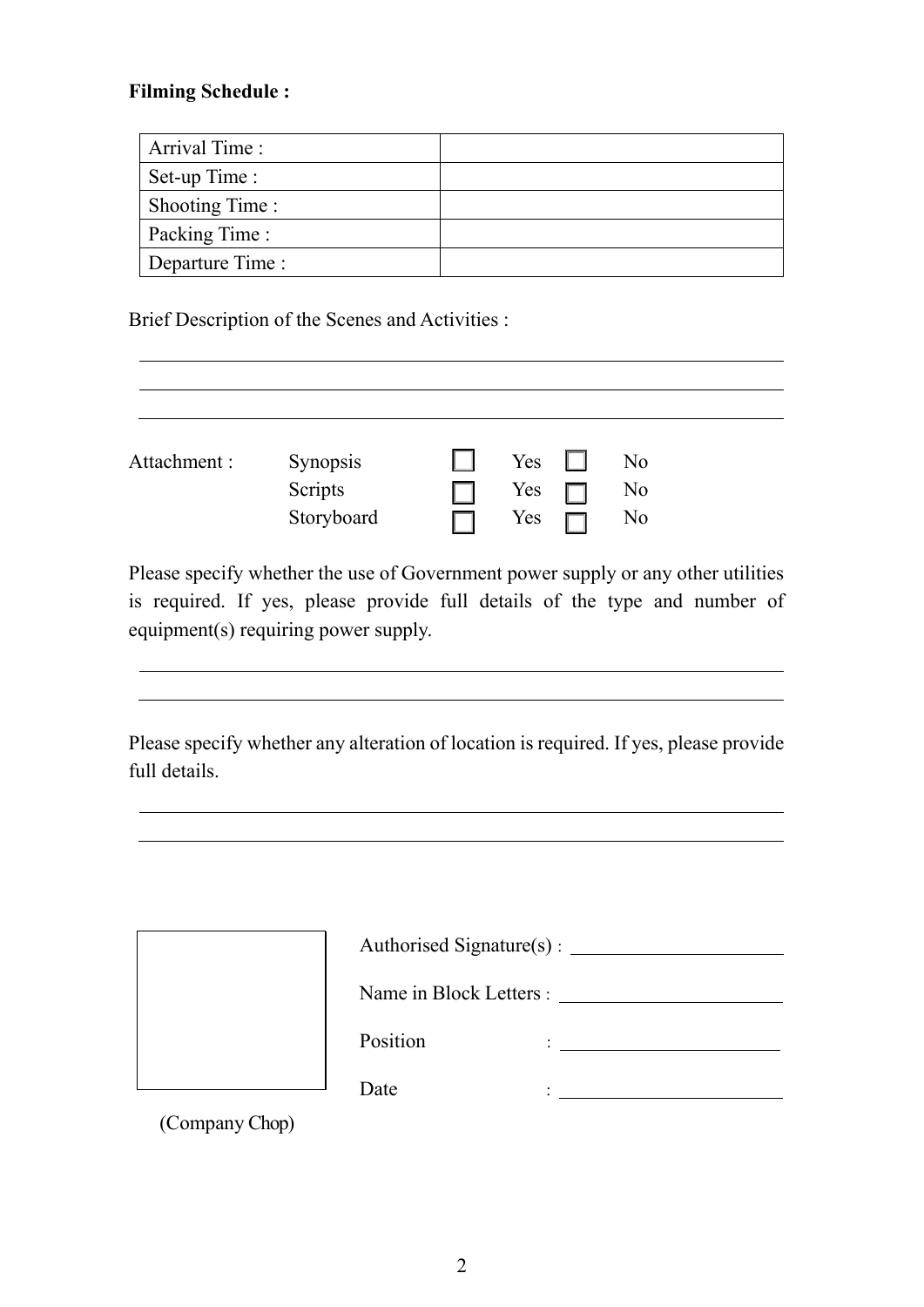**Filming Schedule :**

| Arrival Time : | |
|---|---|
| Set-up Time : | |
| Shooting Time : | |
| Packing Time : | |
| Departure Time : | |

Brief Description of the Scenes and Activities :

\_\_\_\_\_\_\_\_\_\_\_\_\_\_\_\_\_\_\_\_\_\_\_\_\_\_\_\_\_\_\_\_\_\_\_\_\_\_\_\_\_\_\_\_\_\_\_\_\_\_\_\_\_\_\_\_\_\_\_\_

\_\_\_\_\_\_\_\_\_\_\_\_\_\_\_\_\_\_\_\_\_\_\_\_\_\_\_\_\_\_\_\_\_\_\_\_\_\_\_\_\_\_\_\_\_\_\_\_\_\_\_\_\_\_\_\_\_\_\_\_

\_\_\_\_\_\_\_\_\_\_\_\_\_\_\_\_\_\_\_\_\_\_\_\_\_\_\_\_\_\_\_\_\_\_\_\_\_\_\_\_\_\_\_\_\_\_\_\_\_\_\_\_\_\_\_\_\_\_\_\_

| Attachment : | | | | |
|---|---|---|---|---|
| | Synopsis | ☐ Yes | ☐ No | |
| | Scripts | ☐ Yes | ☐ No | |
| | Storyboard | ☐ Yes | ☐ No | |

Please specify whether the use of Government power supply or any other utilities is required. If yes, please provide full details of the type and number of equipment(s) requiring power supply.

\_\_\_\_\_\_\_\_\_\_\_\_\_\_\_\_\_\_\_\_\_\_\_\_\_\_\_\_\_\_\_\_\_\_\_\_\_\_\_\_\_\_\_\_\_\_\_\_\_\_\_\_\_\_\_\_\_\_\_\_

\_\_\_\_\_\_\_\_\_\_\_\_\_\_\_\_\_\_\_\_\_\_\_\_\_\_\_\_\_\_\_\_\_\_\_\_\_\_\_\_\_\_\_\_\_\_\_\_\_\_\_\_\_\_\_\_\_\_\_\_

Please specify whether any alteration of location is required. If yes, please provide full details.

\_\_\_\_\_\_\_\_\_\_\_\_\_\_\_\_\_\_\_\_\_\_\_\_\_\_\_\_\_\_\_\_\_\_\_\_\_\_\_\_\_\_\_\_\_\_\_\_\_\_\_\_\_\_\_\_\_\_\_\_

\_\_\_\_\_\_\_\_\_\_\_\_\_\_\_\_\_\_\_\_\_\_\_\_\_\_\_\_\_\_\_\_\_\_\_\_\_\_\_\_\_\_\_\_\_\_\_\_\_\_\_\_\_\_\_\_\_\_\_\_

Authorised Signature(s) : \_\_\_\_\_\_\_\_\_\_\_\_\_\_\_\_\_\_\_\_\_\_

Name in Block Letters : \_\_\_\_\_\_\_\_\_\_\_\_\_\_\_\_\_\_\_\_\_\_

Position : \_\_\_\_\_\_\_\_\_\_\_\_\_\_\_\_\_\_\_\_\_\_

Date : \_\_\_\_\_\_\_\_\_\_\_\_\_\_\_\_\_\_\_\_\_\_

(Company Chop)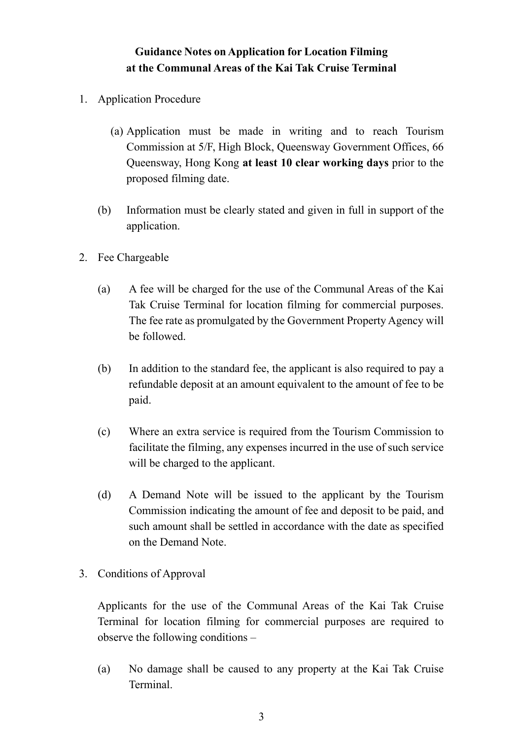**Guidance Notes on Application for Location Filming at the Communal Areas of the Kai Tak Cruise Terminal**

1. Application Procedure

   (a) Application must be made in writing and to reach Tourism Commission at 5/F, High Block, Queensway Government Offices, 66 Queensway, Hong Kong **at least 10 clear working days** prior to the proposed filming date.

   (b) Information must be clearly stated and given in full in support of the application.

2. Fee Chargeable

   (a) A fee will be charged for the use of the Communal Areas of the Kai Tak Cruise Terminal for location filming for commercial purposes. The fee rate as promulgated by the Government Property Agency will be followed.

   (b) In addition to the standard fee, the applicant is also required to pay a refundable deposit at an amount equivalent to the amount of fee to be paid.

   (c) Where an extra service is required from the Tourism Commission to facilitate the filming, any expenses incurred in the use of such service will be charged to the applicant.

   (d) A Demand Note will be issued to the applicant by the Tourism Commission indicating the amount of fee and deposit to be paid, and such amount shall be settled in accordance with the date as specified on the Demand Note.

3. Conditions of Approval

   Applicants for the use of the Communal Areas of the Kai Tak Cruise Terminal for location filming for commercial purposes are required to observe the following conditions –

   (a) No damage shall be caused to any property at the Kai Tak Cruise Terminal.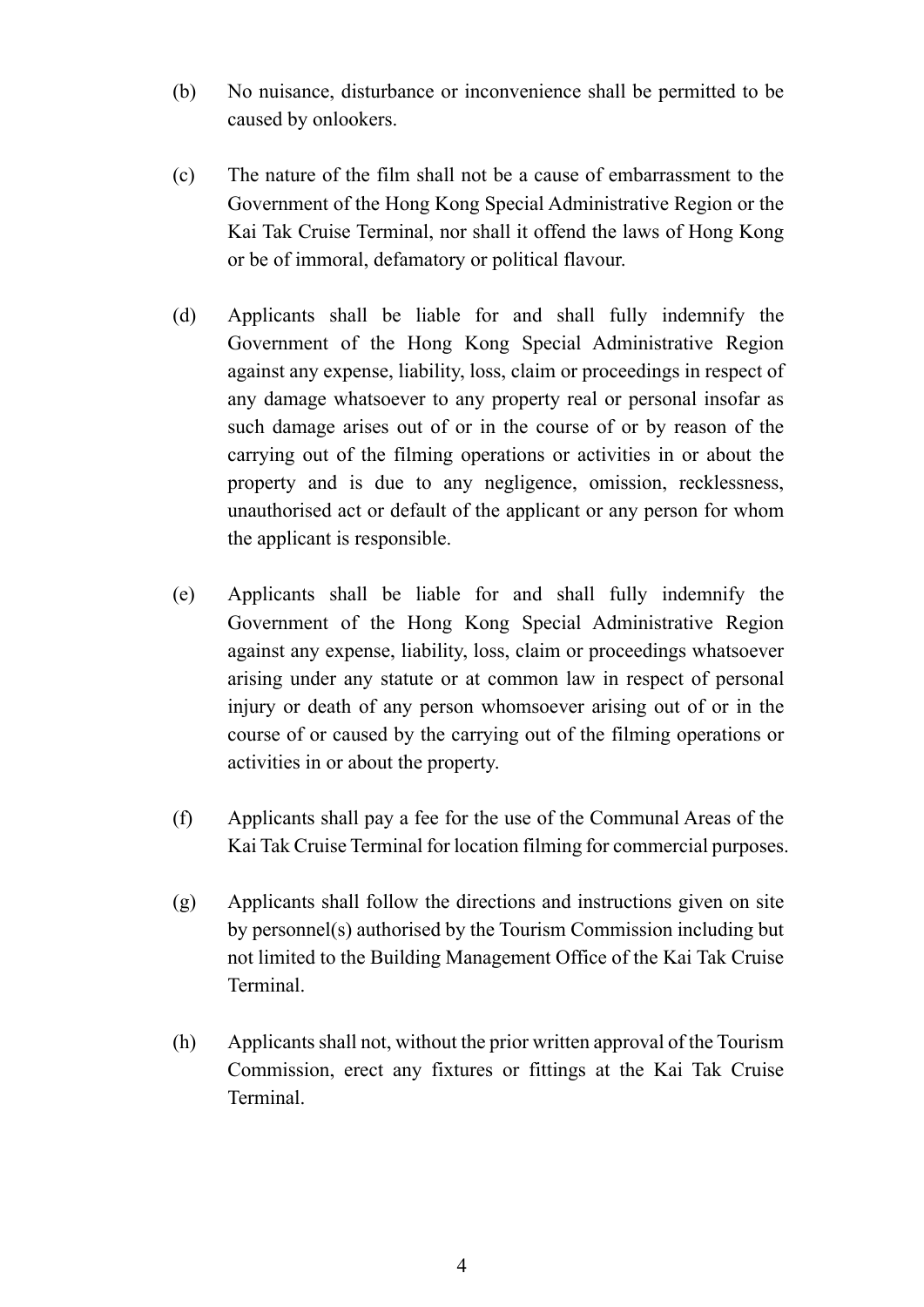(b) No nuisance, disturbance or inconvenience shall be permitted to be caused by onlookers.

(c) The nature of the film shall not be a cause of embarrassment to the Government of the Hong Kong Special Administrative Region or the Kai Tak Cruise Terminal, nor shall it offend the laws of Hong Kong or be of immoral, defamatory or political flavour.

(d) Applicants shall be liable for and shall fully indemnify the Government of the Hong Kong Special Administrative Region against any expense, liability, loss, claim or proceedings in respect of any damage whatsoever to any property real or personal insofar as such damage arises out of or in the course of or by reason of the carrying out of the filming operations or activities in or about the property and is due to any negligence, omission, recklessness, unauthorised act or default of the applicant or any person for whom the applicant is responsible.

(e) Applicants shall be liable for and shall fully indemnify the Government of the Hong Kong Special Administrative Region against any expense, liability, loss, claim or proceedings whatsoever arising under any statute or at common law in respect of personal injury or death of any person whomsoever arising out of or in the course of or caused by the carrying out of the filming operations or activities in or about the property.

(f) Applicants shall pay a fee for the use of the Communal Areas of the Kai Tak Cruise Terminal for location filming for commercial purposes.

(g) Applicants shall follow the directions and instructions given on site by personnel(s) authorised by the Tourism Commission including but not limited to the Building Management Office of the Kai Tak Cruise Terminal.

(h) Applicants shall not, without the prior written approval of the Tourism Commission, erect any fixtures or fittings at the Kai Tak Cruise Terminal.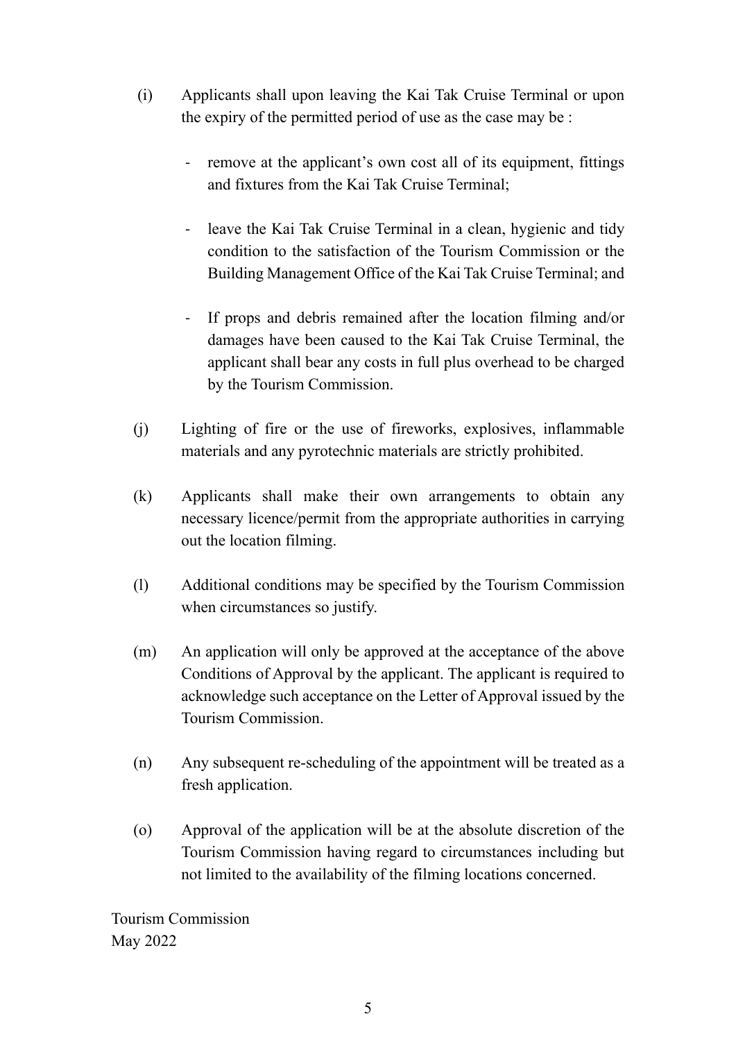(i) Applicants shall upon leaving the Kai Tak Cruise Terminal or upon the expiry of the permitted period of use as the case may be :

   - remove at the applicant's own cost all of its equipment, fittings and fixtures from the Kai Tak Cruise Terminal;

   - leave the Kai Tak Cruise Terminal in a clean, hygienic and tidy condition to the satisfaction of the Tourism Commission or the Building Management Office of the Kai Tak Cruise Terminal; and

   - If props and debris remained after the location filming and/or damages have been caused to the Kai Tak Cruise Terminal, the applicant shall bear any costs in full plus overhead to be charged by the Tourism Commission.

(j) Lighting of fire or the use of fireworks, explosives, inflammable materials and any pyrotechnic materials are strictly prohibited.

(k) Applicants shall make their own arrangements to obtain any necessary licence/permit from the appropriate authorities in carrying out the location filming.

(l) Additional conditions may be specified by the Tourism Commission when circumstances so justify.

(m) An application will only be approved at the acceptance of the above Conditions of Approval by the applicant. The applicant is required to acknowledge such acceptance on the Letter of Approval issued by the Tourism Commission.

(n) Any subsequent re-scheduling of the appointment will be treated as a fresh application.

(o) Approval of the application will be at the absolute discretion of the Tourism Commission having regard to circumstances including but not limited to the availability of the filming locations concerned.

Tourism Commission
May 2022